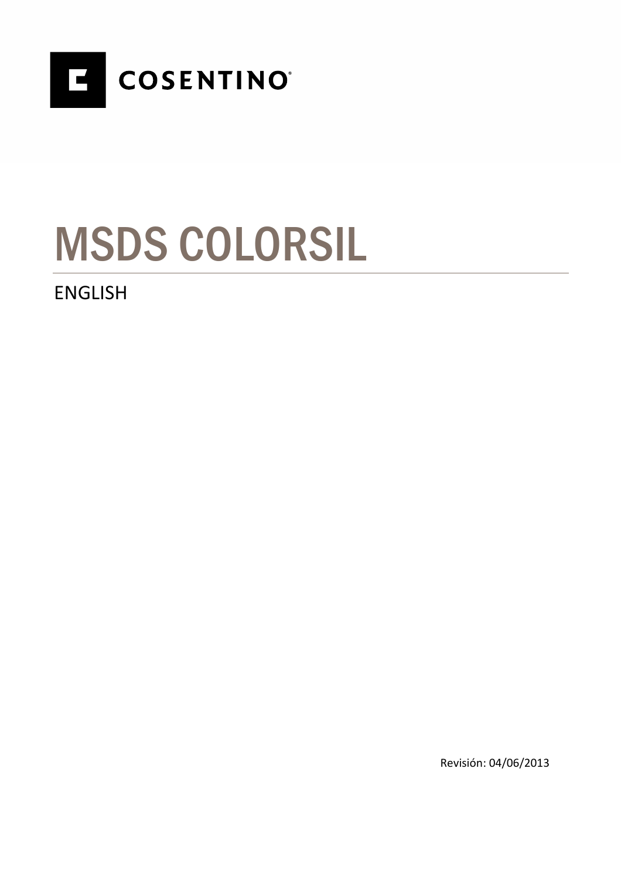COSENTINO

# MSDS COLORSIL

ENGLISH

Revisión: 04/06/2013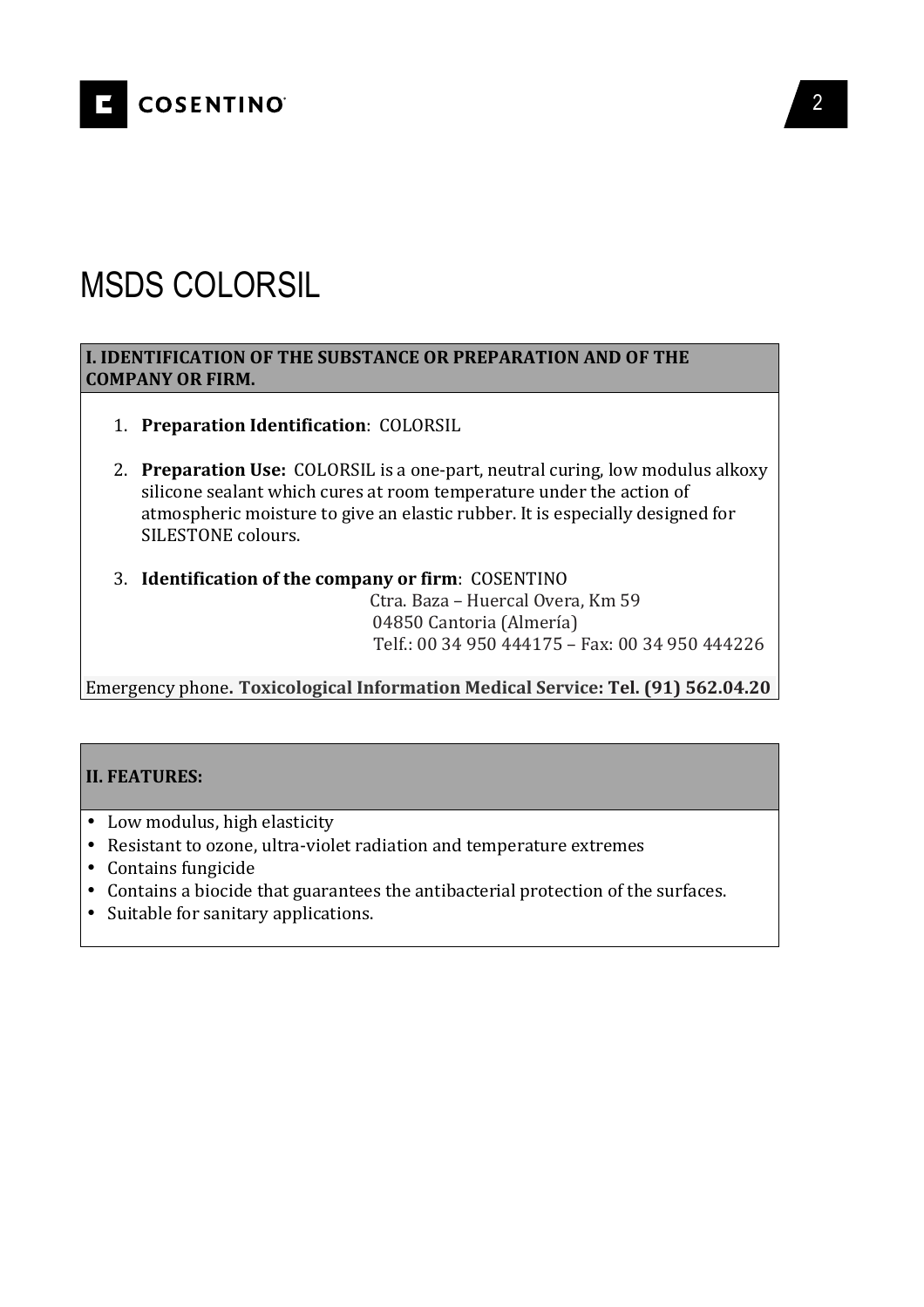# MSDS COLORSIL

## I. IDENTIFICATION OF THE SUBSTANCE OR PREPARATION AND OF THE COMPANY OR FIRM.

1. **Preparation Identification**: COLORSIL

2. **Preparation Use:** COLORSIL is a one-part, neutral curing, low modulus alkoxy silicone sealant which cures at room temperature under the action of atmospheric moisture to give an elastic rubber. It is especially designed for SILESTONE colours.

3. **Identification of the company or firm**: COSENTINO
   Ctra. Baza – Huercal Overa, Km 59
   04850 Cantoria (Almería)
   Telf.: 00 34 950 444175 – Fax: 00 34 950 444226

Emergency phone**. Toxicological Information Medical Service: Tel. (91) 562.04.20**

## II. FEATURES:

- Low modulus, high elasticity
- Resistant to ozone, ultra-violet radiation and temperature extremes
- Contains fungicide
- Contains a biocide that guarantees the antibacterial protection of the surfaces.
- Suitable for sanitary applications.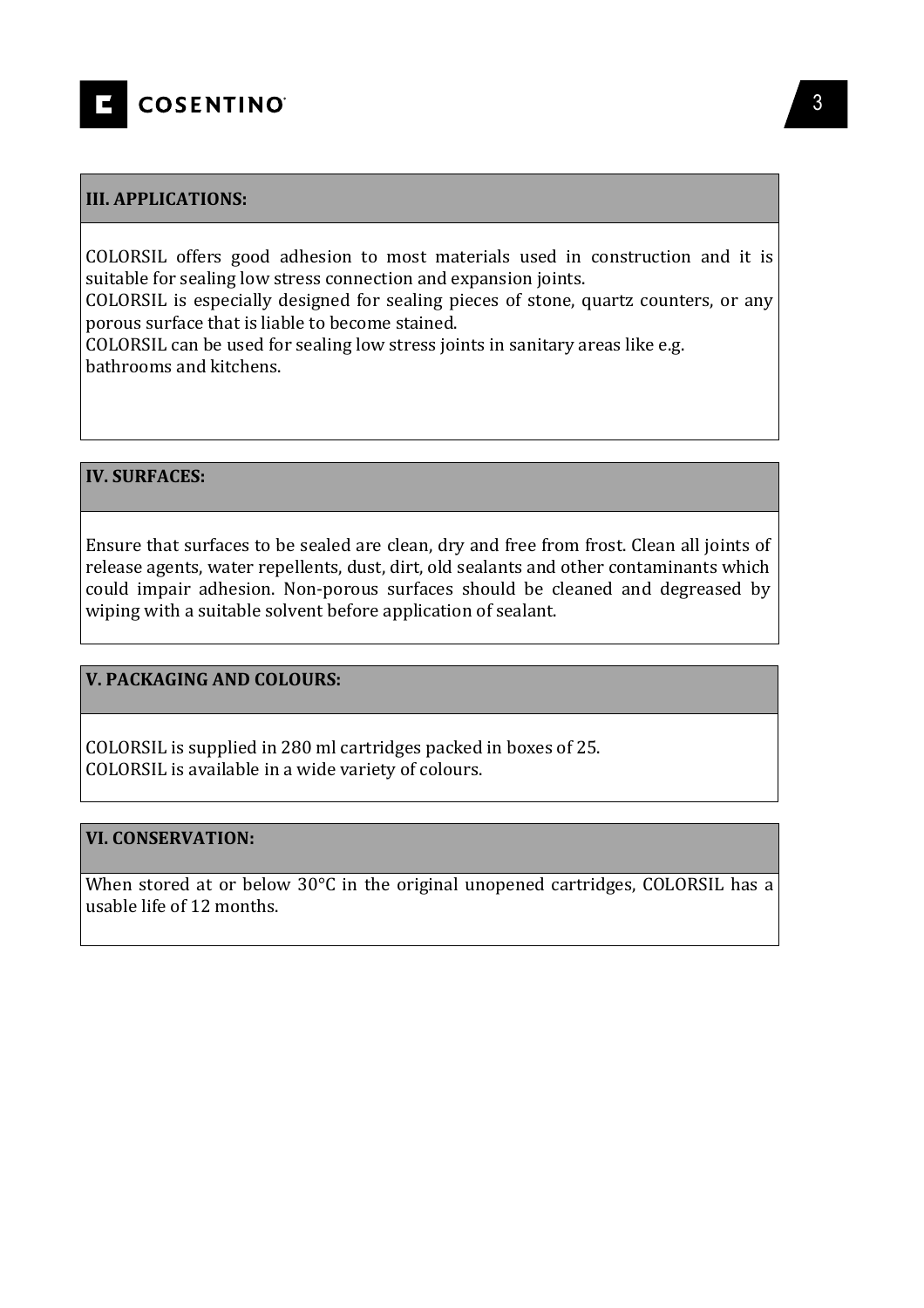## III. APPLICATIONS:

COLORSIL offers good adhesion to most materials used in construction and it is suitable for sealing low stress connection and expansion joints.
COLORSIL is especially designed for sealing pieces of stone, quartz counters, or any porous surface that is liable to become stained.
COLORSIL can be used for sealing low stress joints in sanitary areas like e.g. bathrooms and kitchens.

## IV. SURFACES:

Ensure that surfaces to be sealed are clean, dry and free from frost. Clean all joints of release agents, water repellents, dust, dirt, old sealants and other contaminants which could impair adhesion. Non-porous surfaces should be cleaned and degreased by wiping with a suitable solvent before application of sealant.

## V. PACKAGING AND COLOURS:

COLORSIL is supplied in 280 ml cartridges packed in boxes of 25.
COLORSIL is available in a wide variety of colours.

## VI. CONSERVATION:

When stored at or below 30°C in the original unopened cartridges, COLORSIL has a usable life of 12 months.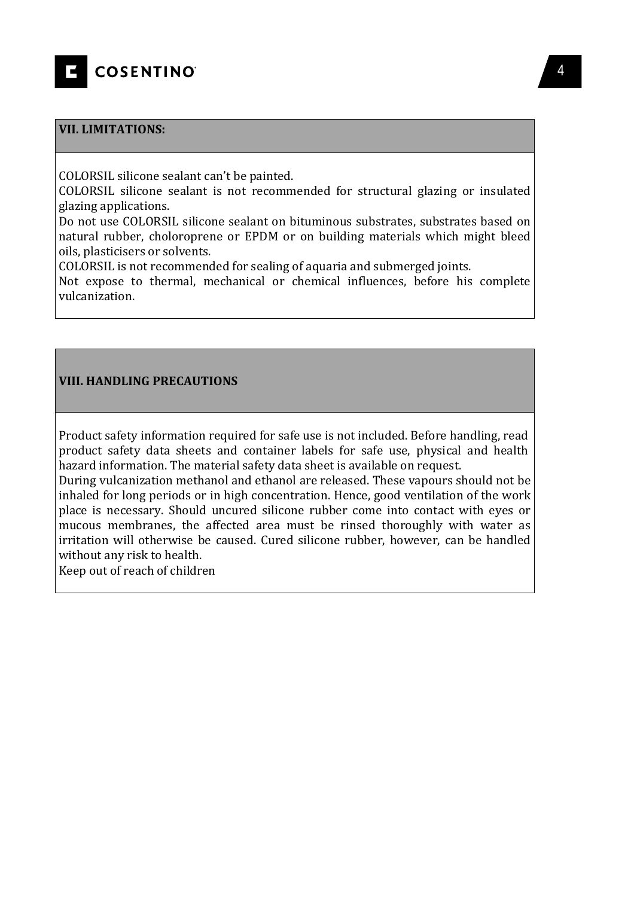## VII. LIMITATIONS:

COLORSIL silicone sealant can't be painted.
COLORSIL silicone sealant is not recommended for structural glazing or insulated glazing applications.
Do not use COLORSIL silicone sealant on bituminous substrates, substrates based on natural rubber, choloroprene or EPDM or on building materials which might bleed oils, plasticisers or solvents.
COLORSIL is not recommended for sealing of aquaria and submerged joints.
Not expose to thermal, mechanical or chemical influences, before his complete vulcanization.

## VIII. HANDLING PRECAUTIONS

Product safety information required for safe use is not included. Before handling, read product safety data sheets and container labels for safe use, physical and health hazard information. The material safety data sheet is available on request.
During vulcanization methanol and ethanol are released. These vapours should not be inhaled for long periods or in high concentration. Hence, good ventilation of the work place is necessary. Should uncured silicone rubber come into contact with eyes or mucous membranes, the affected area must be rinsed thoroughly with water as irritation will otherwise be caused. Cured silicone rubber, however, can be handled without any risk to health.
Keep out of reach of children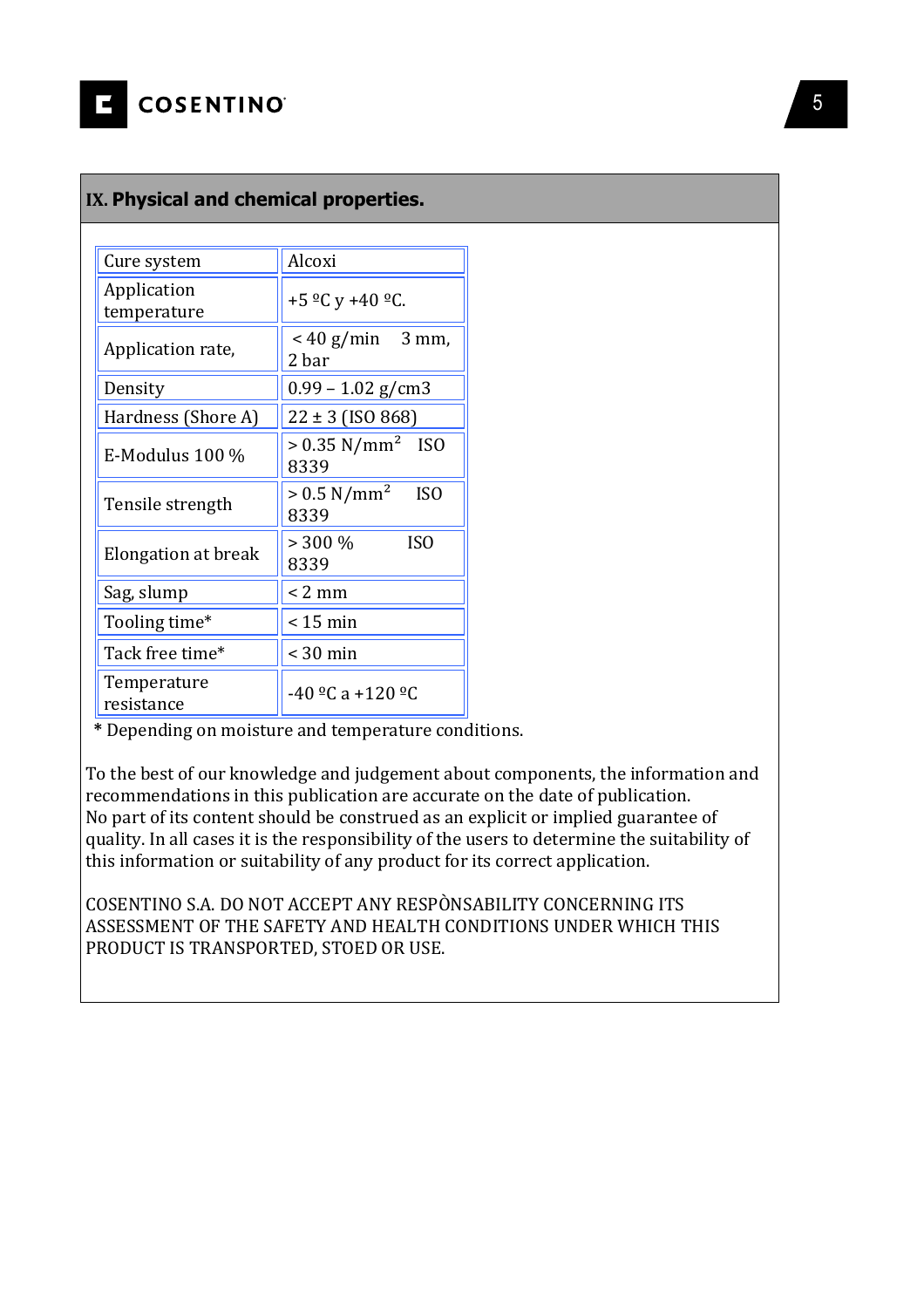## IX. Physical and chemical properties.

| Cure system | Alcoxi |
|---|---|
| Application temperature | +5 ºC y +40 ºC. |
| Application rate, | < 40 g/min 3 mm, 2 bar |
| Density | 0.99 – 1.02 g/cm3 |
| Hardness (Shore A) | 22 ± 3 (ISO 868) |
| E-Modulus 100 % | > 0.35 N/mm$^2$ ISO 8339 |
| Tensile strength | > 0.5 N/mm$^2$ ISO 8339 |
| Elongation at break | > 300 % ISO 8339 |
| Sag, slump | < 2 mm |
| Tooling time* | < 15 min |
| Tack free time* | < 30 min |
| Temperature resistance | -40 ºC a +120 ºC |

\* Depending on moisture and temperature conditions.

To the best of our knowledge and judgement about components, the information and recommendations in this publication are accurate on the date of publication.
No part of its content should be construed as an explicit or implied guarantee of quality. In all cases it is the responsibility of the users to determine the suitability of this information or suitability of any product for its correct application.

COSENTINO S.A. DO NOT ACCEPT ANY RESPÒNSABILITY CONCERNING ITS ASSESSMENT OF THE SAFETY AND HEALTH CONDITIONS UNDER WHICH THIS PRODUCT IS TRANSPORTED, STOED OR USE.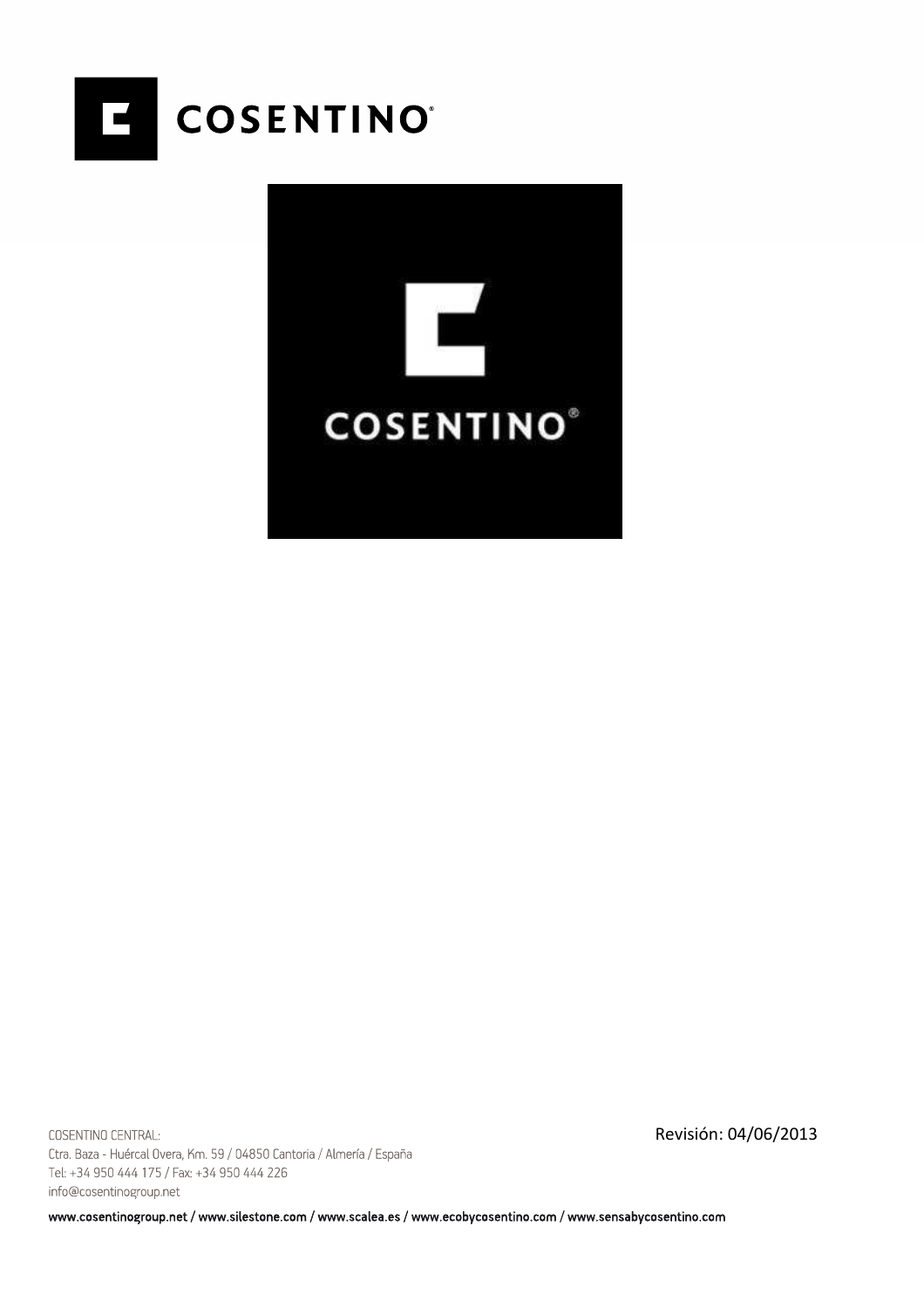COSENTINO

COSENTINO

COSENTINO CENTRAL:
Ctra. Baza - Huércal Overa, Km. 59 / 04850 Cantoria / Almería / España
Tel: +34 950 444 175 / Fax: +34 950 444 226
info@cosentinogroup.net

Revisión: 04/06/2013

www.cosentinogroup.net / www.silestone.com / www.scalea.es / www.ecobycosentino.com / www.sensabycosentino.com